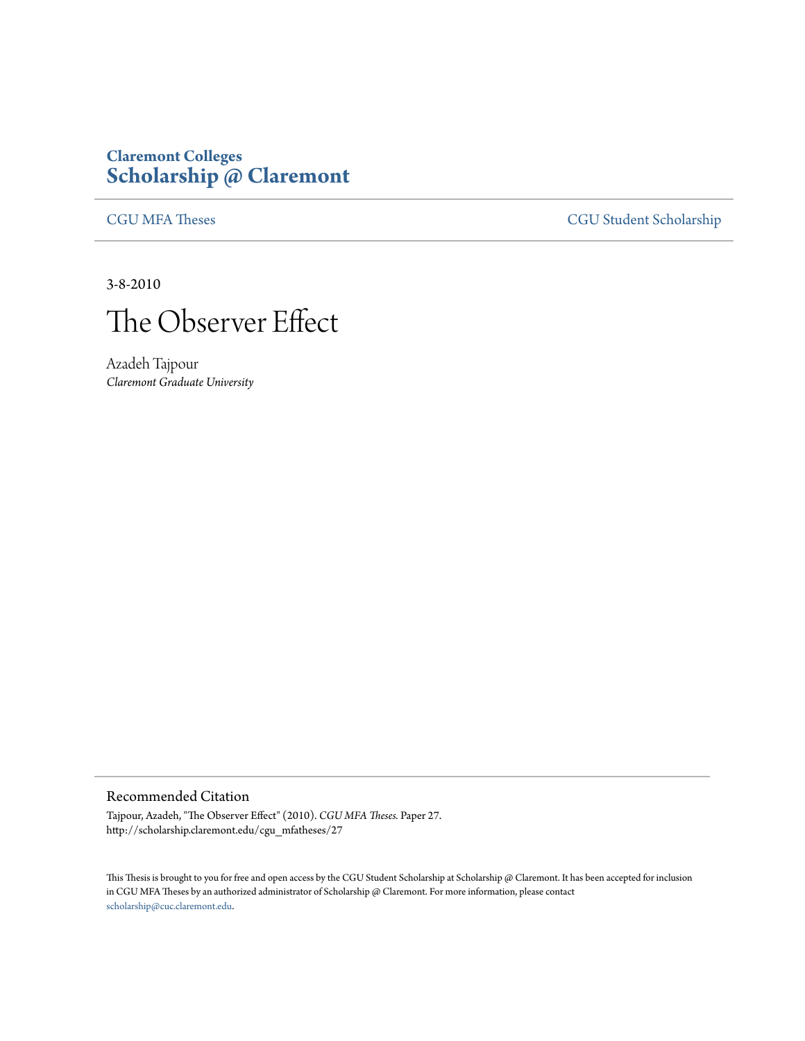Claremont Colleges
**Scholarship @ Claremont**

CGU MFA Theses | CGU Student Scholarship

3-8-2010

# The Observer Effect

Azadeh Tajpour
*Claremont Graduate University*

## Recommended Citation

Tajpour, Azadeh, "The Observer Effect" (2010). *CGU MFA Theses.* Paper 27.
http://scholarship.claremont.edu/cgu_mfatheses/27

This Thesis is brought to you for free and open access by the CGU Student Scholarship at Scholarship @ Claremont. It has been accepted for inclusion in CGU MFA Theses by an authorized administrator of Scholarship @ Claremont. For more information, please contact scholarship@cuc.claremont.edu.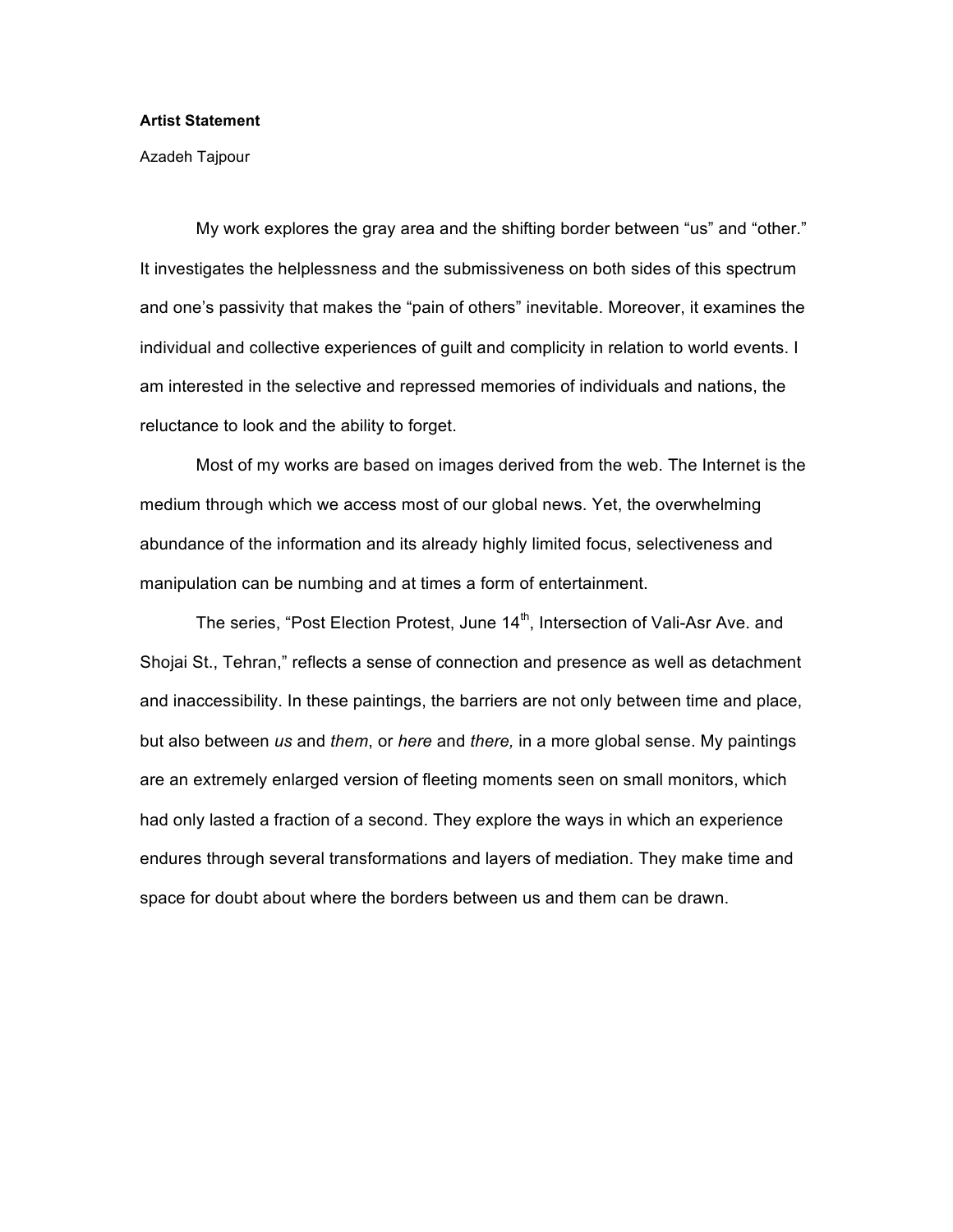**Artist Statement**

Azadeh Tajpour

My work explores the gray area and the shifting border between “us” and “other.” It investigates the helplessness and the submissiveness on both sides of this spectrum and one’s passivity that makes the “pain of others” inevitable. Moreover, it examines the individual and collective experiences of guilt and complicity in relation to world events. I am interested in the selective and repressed memories of individuals and nations, the reluctance to look and the ability to forget.

Most of my works are based on images derived from the web. The Internet is the medium through which we access most of our global news. Yet, the overwhelming abundance of the information and its already highly limited focus, selectiveness and manipulation can be numbing and at times a form of entertainment.

The series, “Post Election Protest, June 14th, Intersection of Vali-Asr Ave. and Shojai St., Tehran,” reflects a sense of connection and presence as well as detachment and inaccessibility. In these paintings, the barriers are not only between time and place, but also between *us* and *them*, or *here* and *there,* in a more global sense. My paintings are an extremely enlarged version of fleeting moments seen on small monitors, which had only lasted a fraction of a second. They explore the ways in which an experience endures through several transformations and layers of mediation. They make time and space for doubt about where the borders between us and them can be drawn.